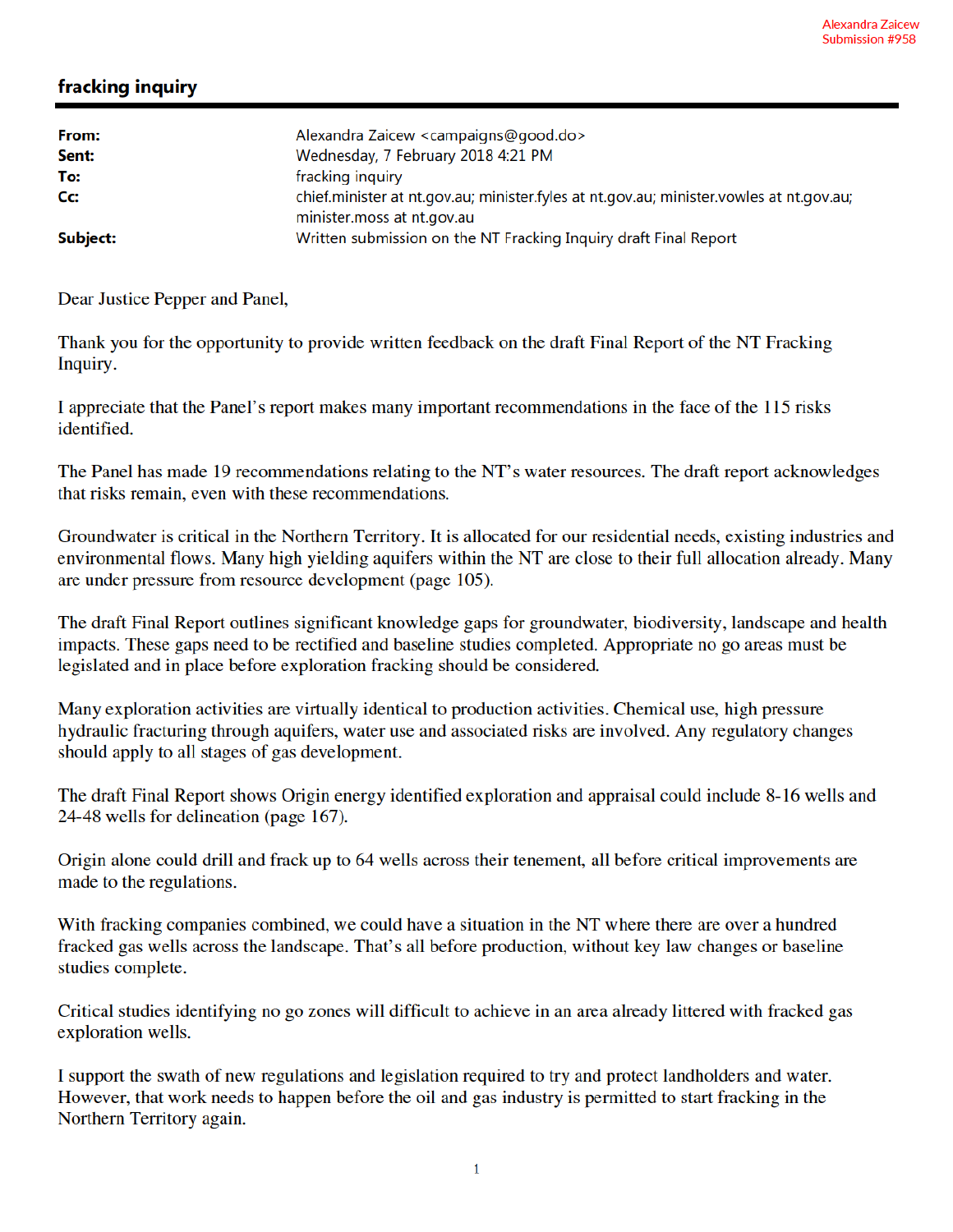Alexandra Zaicew
Submission #958

## fracking inquiry

| | |
|---|---|
| **From:** | Alexandra Zaicew <campaigns@good.do> |
| **Sent:** | Wednesday, 7 February 2018 4:21 PM |
| **To:** | fracking inquiry |
| **Cc:** | chief.minister at nt.gov.au; minister.fyles at nt.gov.au; minister.vowles at nt.gov.au; minister.moss at nt.gov.au |
| **Subject:** | Written submission on the NT Fracking Inquiry draft Final Report |

Dear Justice Pepper and Panel,

Thank you for the opportunity to provide written feedback on the draft Final Report of the NT Fracking Inquiry.

I appreciate that the Panel's report makes many important recommendations in the face of the 115 risks identified.

The Panel has made 19 recommendations relating to the NT's water resources. The draft report acknowledges that risks remain, even with these recommendations.

Groundwater is critical in the Northern Territory. It is allocated for our residential needs, existing industries and environmental flows. Many high yielding aquifers within the NT are close to their full allocation already. Many are under pressure from resource development (page 105).

The draft Final Report outlines significant knowledge gaps for groundwater, biodiversity, landscape and health impacts. These gaps need to be rectified and baseline studies completed. Appropriate no go areas must be legislated and in place before exploration fracking should be considered.

Many exploration activities are virtually identical to production activities. Chemical use, high pressure hydraulic fracturing through aquifers, water use and associated risks are involved. Any regulatory changes should apply to all stages of gas development.

The draft Final Report shows Origin energy identified exploration and appraisal could include 8-16 wells and 24-48 wells for delineation (page 167).

Origin alone could drill and frack up to 64 wells across their tenement, all before critical improvements are made to the regulations.

With fracking companies combined, we could have a situation in the NT where there are over a hundred fracked gas wells across the landscape. That's all before production, without key law changes or baseline studies complete.

Critical studies identifying no go zones will difficult to achieve in an area already littered with fracked gas exploration wells.

I support the swath of new regulations and legislation required to try and protect landholders and water. However, that work needs to happen before the oil and gas industry is permitted to start fracking in the Northern Territory again.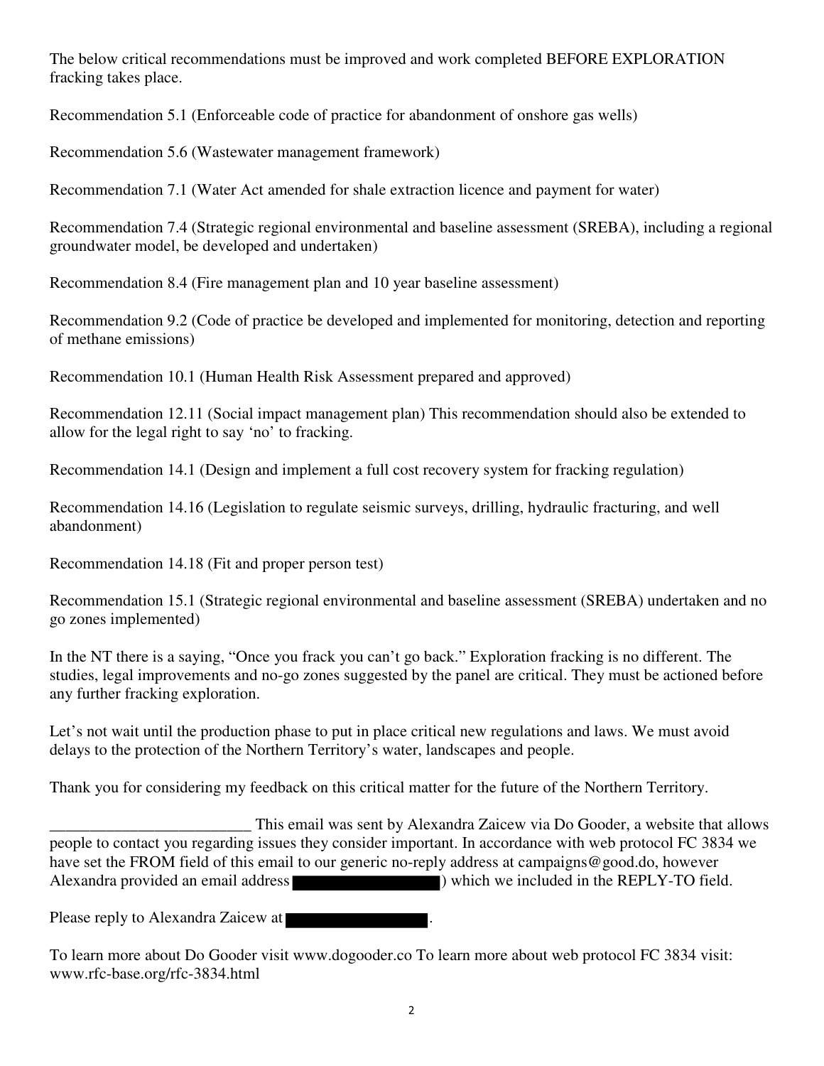The below critical recommendations must be improved and work completed BEFORE EXPLORATION fracking takes place.

Recommendation 5.1 (Enforceable code of practice for abandonment of onshore gas wells)

Recommendation 5.6 (Wastewater management framework)

Recommendation 7.1 (Water Act amended for shale extraction licence and payment for water)

Recommendation 7.4 (Strategic regional environmental and baseline assessment (SREBA), including a regional groundwater model, be developed and undertaken)

Recommendation 8.4 (Fire management plan and 10 year baseline assessment)

Recommendation 9.2 (Code of practice be developed and implemented for monitoring, detection and reporting of methane emissions)

Recommendation 10.1 (Human Health Risk Assessment prepared and approved)

Recommendation 12.11 (Social impact management plan) This recommendation should also be extended to allow for the legal right to say 'no' to fracking.

Recommendation 14.1 (Design and implement a full cost recovery system for fracking regulation)

Recommendation 14.16 (Legislation to regulate seismic surveys, drilling, hydraulic fracturing, and well abandonment)

Recommendation 14.18 (Fit and proper person test)

Recommendation 15.1 (Strategic regional environmental and baseline assessment (SREBA) undertaken and no go zones implemented)

In the NT there is a saying, "Once you frack you can't go back." Exploration fracking is no different. The studies, legal improvements and no-go zones suggested by the panel are critical. They must be actioned before any further fracking exploration.

Let's not wait until the production phase to put in place critical new regulations and laws. We must avoid delays to the protection of the Northern Territory's water, landscapes and people.

Thank you for considering my feedback on this critical matter for the future of the Northern Territory.

_________________________ This email was sent by Alexandra Zaicew via Do Gooder, a website that allows people to contact you regarding issues they consider important. In accordance with web protocol FC 3834 we have set the FROM field of this email to our generic no-reply address at campaigns@good.do, however Alexandra provided an email address [REDACTED]) which we included in the REPLY-TO field.

Please reply to Alexandra Zaicew at [REDACTED].

To learn more about Do Gooder visit www.dogooder.co To learn more about web protocol FC 3834 visit: www.rfc-base.org/rfc-3834.html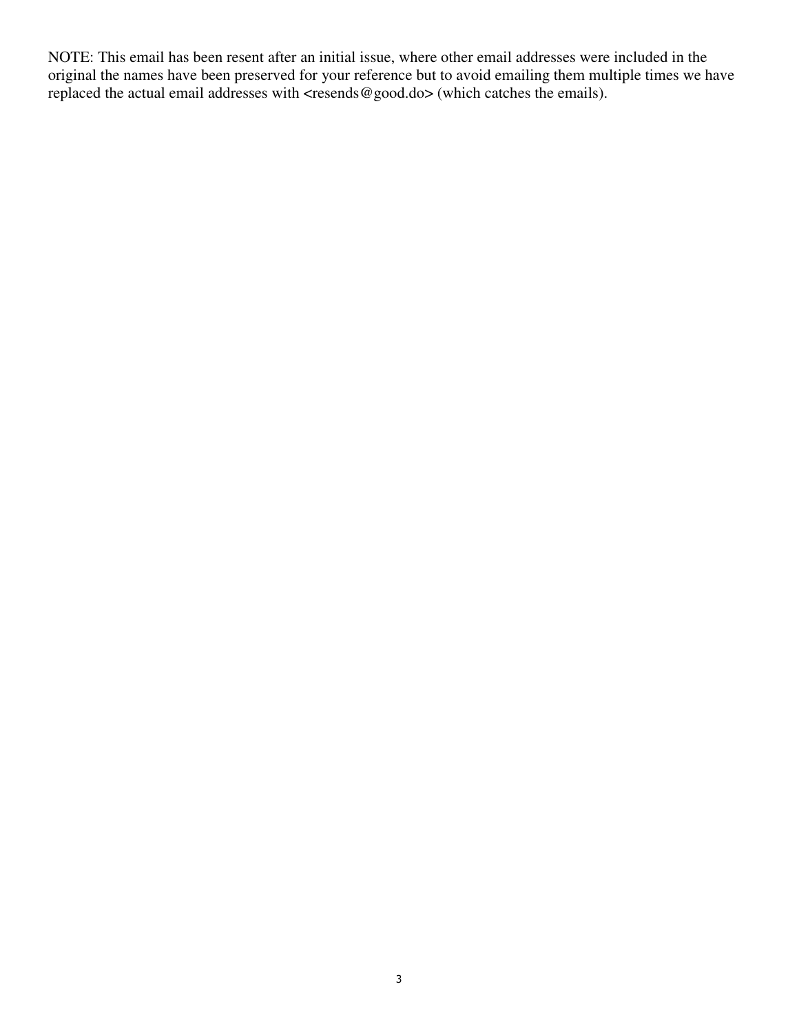NOTE: This email has been resent after an initial issue, where other email addresses were included in the original the names have been preserved for your reference but to avoid emailing them multiple times we have replaced the actual email addresses with <resends@good.do> (which catches the emails).